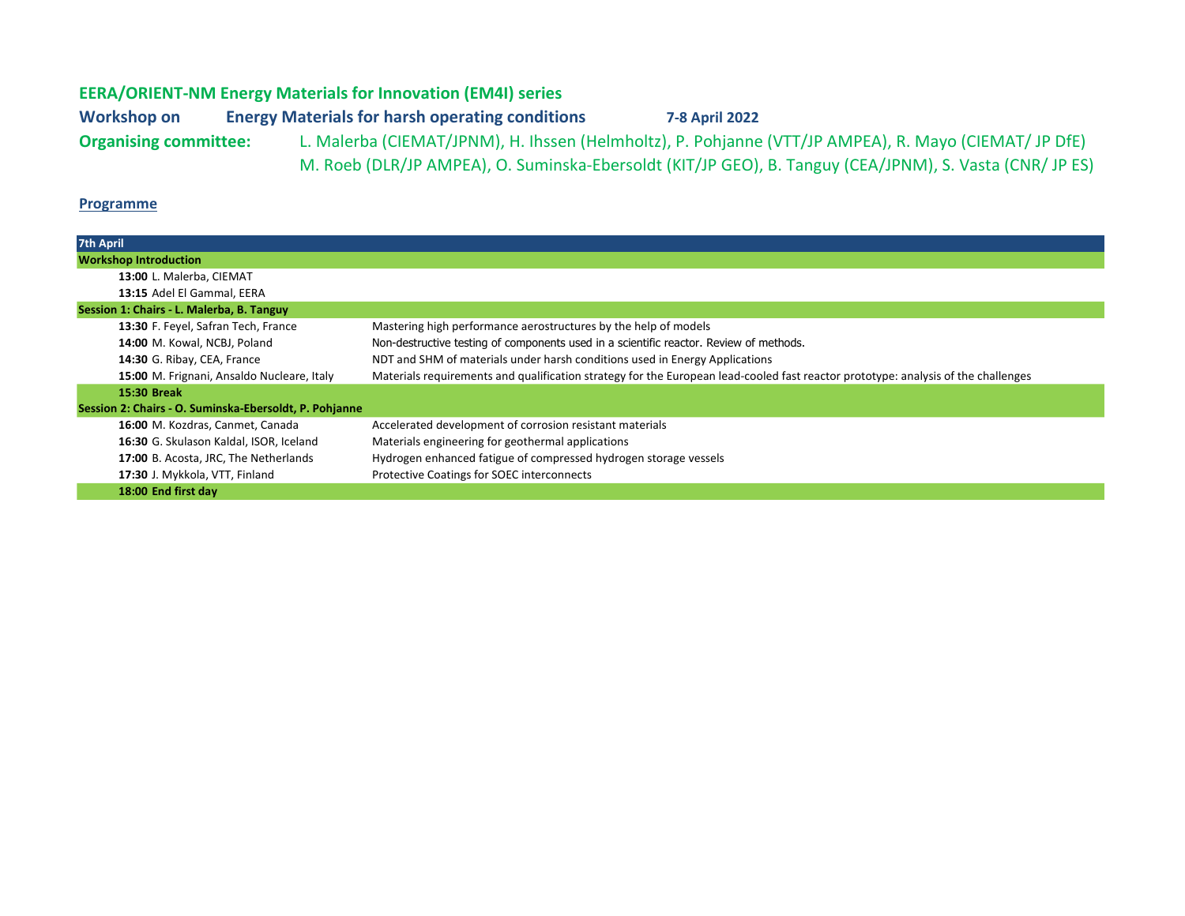## EERA/ORIENT-NM Energy Materials for Innovation (EM4I) series

**Workshop on** **Energy Materials for harsh operating conditions** **7-8 April 2022**

**Organising committee:** L. Malerba (CIEMAT/JPNM), H. Ihssen (Helmholtz), P. Pohjanne (VTT/JP AMPEA), R. Mayo (CIEMAT/ JP DfE) M. Roeb (DLR/JP AMPEA), O. Suminska-Ebersoldt (KIT/JP GEO), B. Tanguy (CEA/JPNM), S. Vasta (CNR/ JP ES)

**Programme**

| **7th April** | |
|---|---|
| **Workshop Introduction** | |
| **13:00** L. Malerba, CIEMAT | |
| **13:15** Adel El Gammal, EERA | |
| **Session 1: Chairs - L. Malerba, B. Tanguy** | |
| **13:30** F. Feyel, Safran Tech, France | Mastering high performance aerostructures by the help of models |
| **14:00** M. Kowal, NCBJ, Poland | Non-destructive testing of components used in a scientific reactor. Review of methods. |
| **14:30** G. Ribay, CEA, France | NDT and SHM of materials under harsh conditions used in Energy Applications |
| **15:00** M. Frignani, Ansaldo Nucleare, Italy | Materials requirements and qualification strategy for the European lead-cooled fast reactor prototype: analysis of the challenges |
| **15:30 Break** | |
| **Session 2: Chairs - O. Suminska-Ebersoldt, P. Pohjanne** | |
| **16:00** M. Kozdras, Canmet, Canada | Accelerated development of corrosion resistant materials |
| **16:30** G. Skulason Kaldal, ISOR, Iceland | Materials engineering for geothermal applications |
| **17:00** B. Acosta, JRC, The Netherlands | Hydrogen enhanced fatigue of compressed hydrogen storage vessels |
| **17:30** J. Mykkola, VTT, Finland | Protective Coatings for SOEC interconnects |
| **18:00 End first day** | |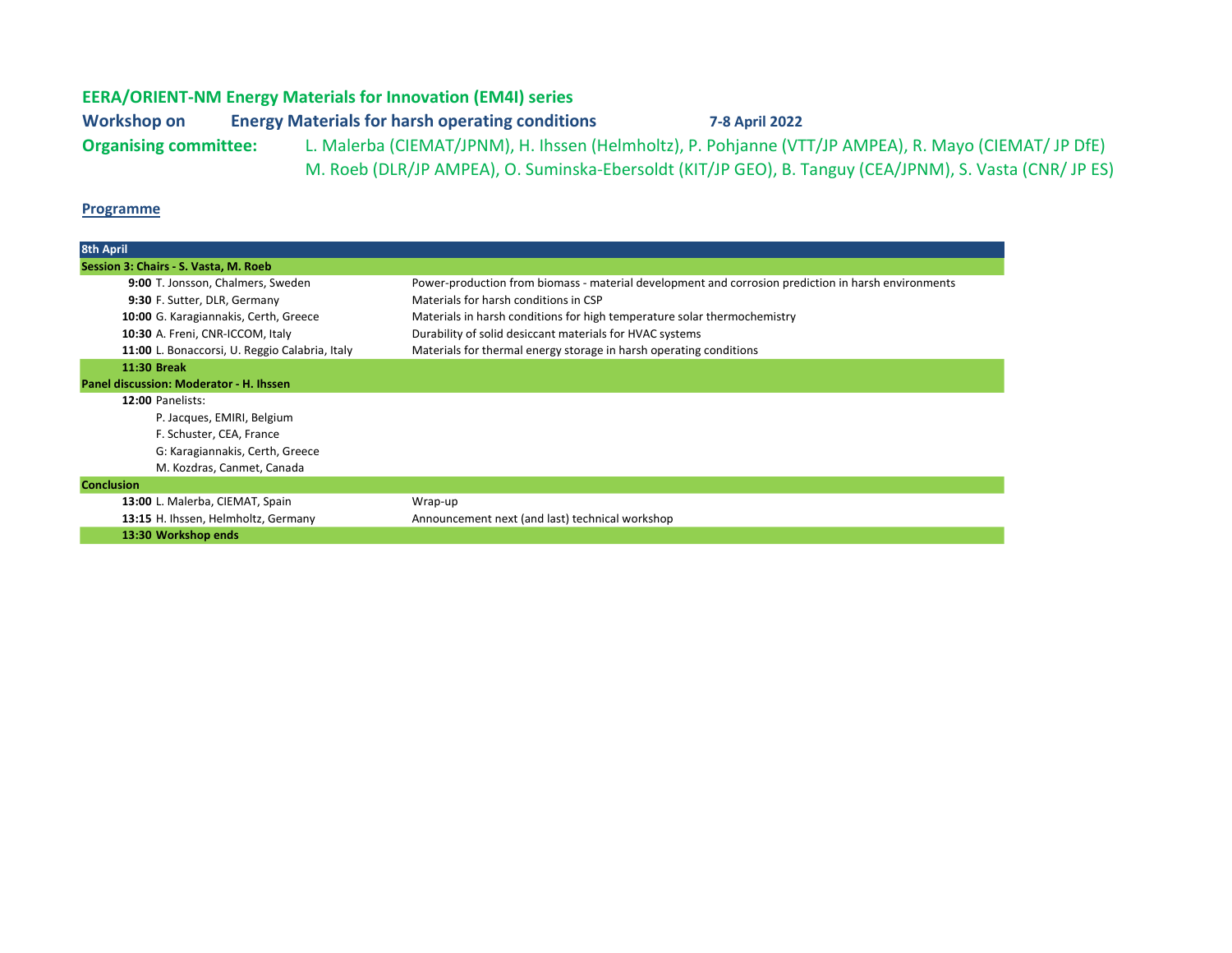## EERA/ORIENT-NM Energy Materials for Innovation (EM4I) series

**Workshop on Energy Materials for harsh operating conditions** **7-8 April 2022**

**Organising committee:** L. Malerba (CIEMAT/JPNM), H. Ihssen (Helmholtz), P. Pohjanne (VTT/JP AMPEA), R. Mayo (CIEMAT/ JP DfE) M. Roeb (DLR/JP AMPEA), O. Suminska-Ebersoldt (KIT/JP GEO), B. Tanguy (CEA/JPNM), S. Vasta (CNR/ JP ES)

**Programme**

| | | |
|---|---|---|
| **8th April** | | |
| **Session 3: Chairs - S. Vasta, M. Roeb** | | |
| **9:00** | T. Jonsson, Chalmers, Sweden | Power-production from biomass - material development and corrosion prediction in harsh environments |
| **9:30** | F. Sutter, DLR, Germany | Materials for harsh conditions in CSP |
| **10:00** | G. Karagiannakis, Certh, Greece | Materials in harsh conditions for high temperature solar thermochemistry |
| **10:30** | A. Freni, CNR-ICCOM, Italy | Durability of solid desiccant materials for HVAC systems |
| **11:00** | L. Bonaccorsi, U. Reggio Calabria, Italy | Materials for thermal energy storage in harsh operating conditions |
| **11:30** | **Break** | |
| **Panel discussion: Moderator - H. Ihssen** | | |
| **12:00** | Panelists: | |
| | P. Jacques, EMIRI, Belgium | |
| | F. Schuster, CEA, France | |
| | G: Karagiannakis, Certh, Greece | |
| | M. Kozdras, Canmet, Canada | |
| **Conclusion** | | |
| **13:00** | L. Malerba, CIEMAT, Spain | Wrap-up |
| **13:15** | H. Ihssen, Helmholtz, Germany | Announcement next (and last) technical workshop |
| **13:30** | **Workshop ends** | |